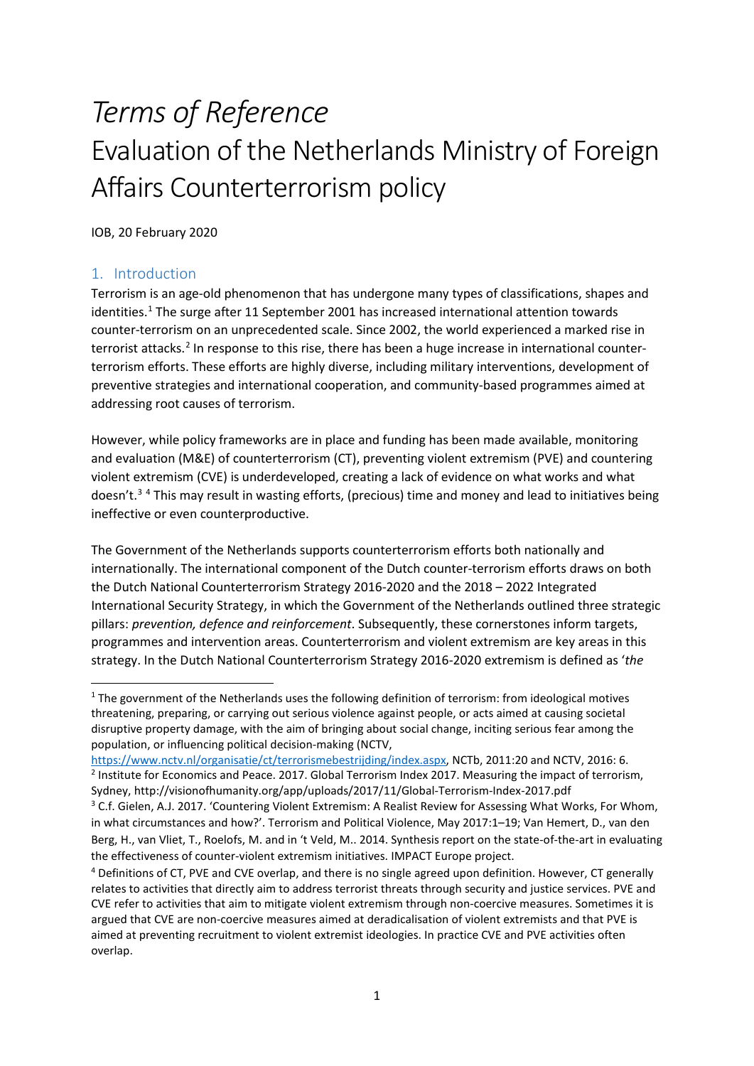# *Terms of Reference*

# Evaluation of the Netherlands Ministry of Foreign Affairs Counterterrorism policy

IOB, 20 February 2020

## 1. Introduction

Terrorism is an age-old phenomenon that has undergone many types of classifications, shapes and identities.[1] The surge after 11 September 2001 has increased international attention towards counter-terrorism on an unprecedented scale. Since 2002, the world experienced a marked rise in terrorist attacks.[2] In response to this rise, there has been a huge increase in international counter-terrorism efforts. These efforts are highly diverse, including military interventions, development of preventive strategies and international cooperation, and community-based programmes aimed at addressing root causes of terrorism.

However, while policy frameworks are in place and funding has been made available, monitoring and evaluation (M&E) of counterterrorism (CT), preventing violent extremism (PVE) and countering violent extremism (CVE) is underdeveloped, creating a lack of evidence on what works and what doesn't.[3] [4] This may result in wasting efforts, (precious) time and money and lead to initiatives being ineffective or even counterproductive.

The Government of the Netherlands supports counterterrorism efforts both nationally and internationally. The international component of the Dutch counter-terrorism efforts draws on both the Dutch National Counterterrorism Strategy 2016-2020 and the 2018 – 2022 Integrated International Security Strategy, in which the Government of the Netherlands outlined three strategic pillars: *prevention, defence and reinforcement*. Subsequently, these cornerstones inform targets, programmes and intervention areas. Counterterrorism and violent extremism are key areas in this strategy. In the Dutch National Counterterrorism Strategy 2016-2020 extremism is defined as '*the*

---

[1] The government of the Netherlands uses the following definition of terrorism: from ideological motives threatening, preparing, or carrying out serious violence against people, or acts aimed at causing societal disruptive property damage, with the aim of bringing about social change, inciting serious fear among the population, or influencing political decision-making (NCTV, https://www.nctv.nl/organisatie/ct/terrorismebestrijding/index.aspx, NCTb, 2011:20 and NCTV, 2016: 6.

[2] Institute for Economics and Peace. 2017. Global Terrorism Index 2017. Measuring the impact of terrorism, Sydney, http://visionofhumanity.org/app/uploads/2017/11/Global-Terrorism-Index-2017.pdf

[3] C.f. Gielen, A.J. 2017. 'Countering Violent Extremism: A Realist Review for Assessing What Works, For Whom, in what circumstances and how?'. Terrorism and Political Violence, May 2017:1–19; Van Hemert, D., van den Berg, H., van Vliet, T., Roelofs, M. and in 't Veld, M.. 2014. Synthesis report on the state-of-the-art in evaluating the effectiveness of counter-violent extremism initiatives. IMPACT Europe project.

[4] Definitions of CT, PVE and CVE overlap, and there is no single agreed upon definition. However, CT generally relates to activities that directly aim to address terrorist threats through security and justice services. PVE and CVE refer to activities that aim to mitigate violent extremism through non-coercive measures. Sometimes it is argued that CVE are non-coercive measures aimed at deradicalisation of violent extremists and that PVE is aimed at preventing recruitment to violent extremist ideologies. In practice CVE and PVE activities often overlap.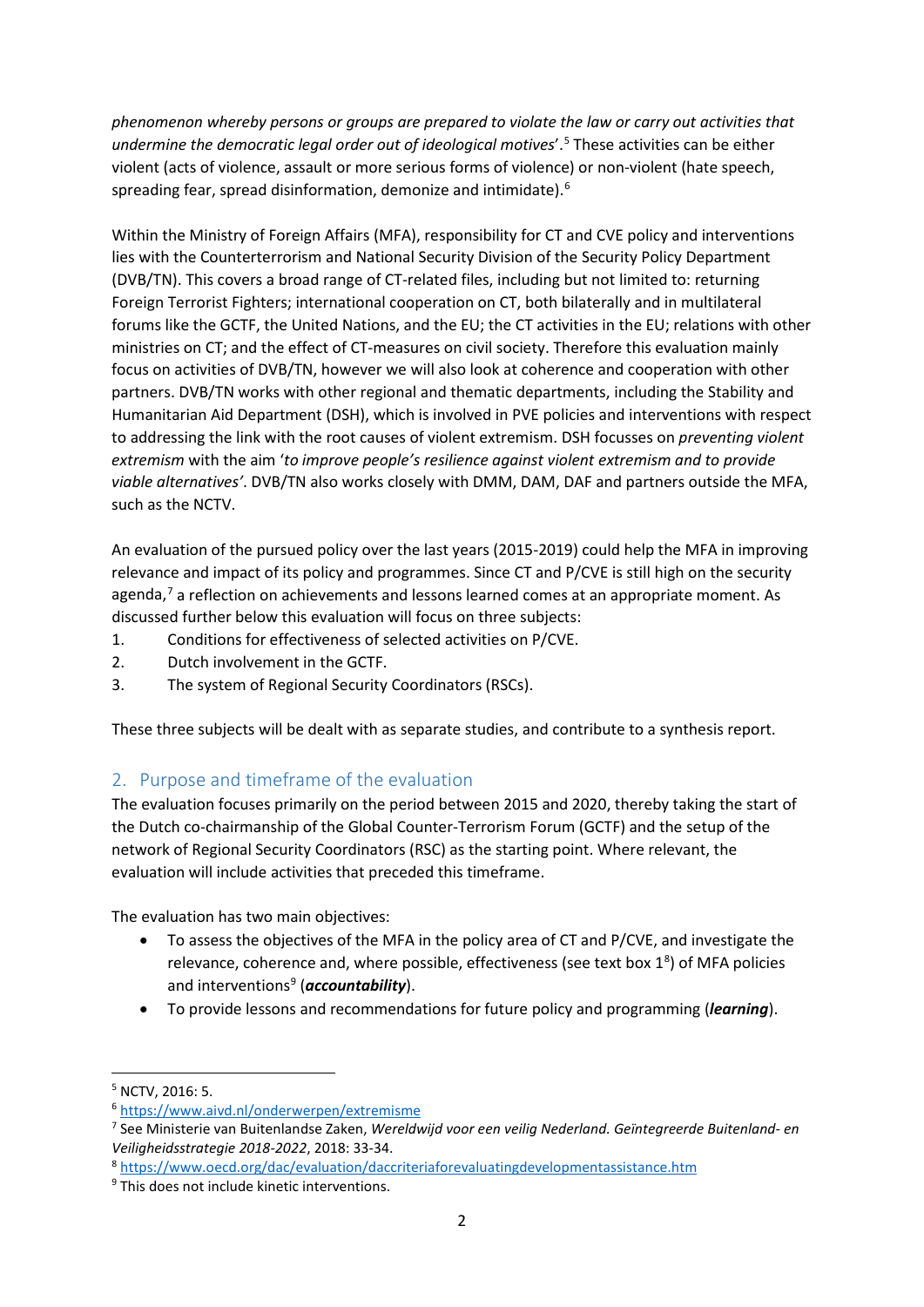*phenomenon whereby persons or groups are prepared to violate the law or carry out activities that undermine the democratic legal order out of ideological motives*'.[5] These activities can be either violent (acts of violence, assault or more serious forms of violence) or non-violent (hate speech, spreading fear, spread disinformation, demonize and intimidate).[6]

Within the Ministry of Foreign Affairs (MFA), responsibility for CT and CVE policy and interventions lies with the Counterterrorism and National Security Division of the Security Policy Department (DVB/TN). This covers a broad range of CT-related files, including but not limited to: returning Foreign Terrorist Fighters; international cooperation on CT, both bilaterally and in multilateral forums like the GCTF, the United Nations, and the EU; the CT activities in the EU; relations with other ministries on CT; and the effect of CT-measures on civil society. Therefore this evaluation mainly focus on activities of DVB/TN, however we will also look at coherence and cooperation with other partners. DVB/TN works with other regional and thematic departments, including the Stability and Humanitarian Aid Department (DSH), which is involved in PVE policies and interventions with respect to addressing the link with the root causes of violent extremism. DSH focusses on *preventing violent extremism* with the aim '*to improve people's resilience against violent extremism and to provide viable alternatives'*. DVB/TN also works closely with DMM, DAM, DAF and partners outside the MFA, such as the NCTV.

An evaluation of the pursued policy over the last years (2015-2019) could help the MFA in improving relevance and impact of its policy and programmes. Since CT and P/CVE is still high on the security agenda,[7] a reflection on achievements and lessons learned comes at an appropriate moment. As discussed further below this evaluation will focus on three subjects:

1. Conditions for effectiveness of selected activities on P/CVE.
2. Dutch involvement in the GCTF.
3. The system of Regional Security Coordinators (RSCs).

These three subjects will be dealt with as separate studies, and contribute to a synthesis report.

## 2. Purpose and timeframe of the evaluation

The evaluation focuses primarily on the period between 2015 and 2020, thereby taking the start of the Dutch co-chairmanship of the Global Counter-Terrorism Forum (GCTF) and the setup of the network of Regional Security Coordinators (RSC) as the starting point. Where relevant, the evaluation will include activities that preceded this timeframe.

The evaluation has two main objectives:

- To assess the objectives of the MFA in the policy area of CT and P/CVE, and investigate the relevance, coherence and, where possible, effectiveness (see text box 1[8]) of MFA policies and interventions[9] (***accountability***).
- To provide lessons and recommendations for future policy and programming (***learning***).

---

[5] NCTV, 2016: 5.

[6] https://www.aivd.nl/onderwerpen/extremisme

[7] See Ministerie van Buitenlandse Zaken, *Wereldwijd voor een veilig Nederland. Geïntegreerde Buitenland- en Veiligheidsstrategie 2018-2022*, 2018: 33-34.

[8] https://www.oecd.org/dac/evaluation/daccriteriaforevaluatingdevelopmentassistance.htm

[9] This does not include kinetic interventions.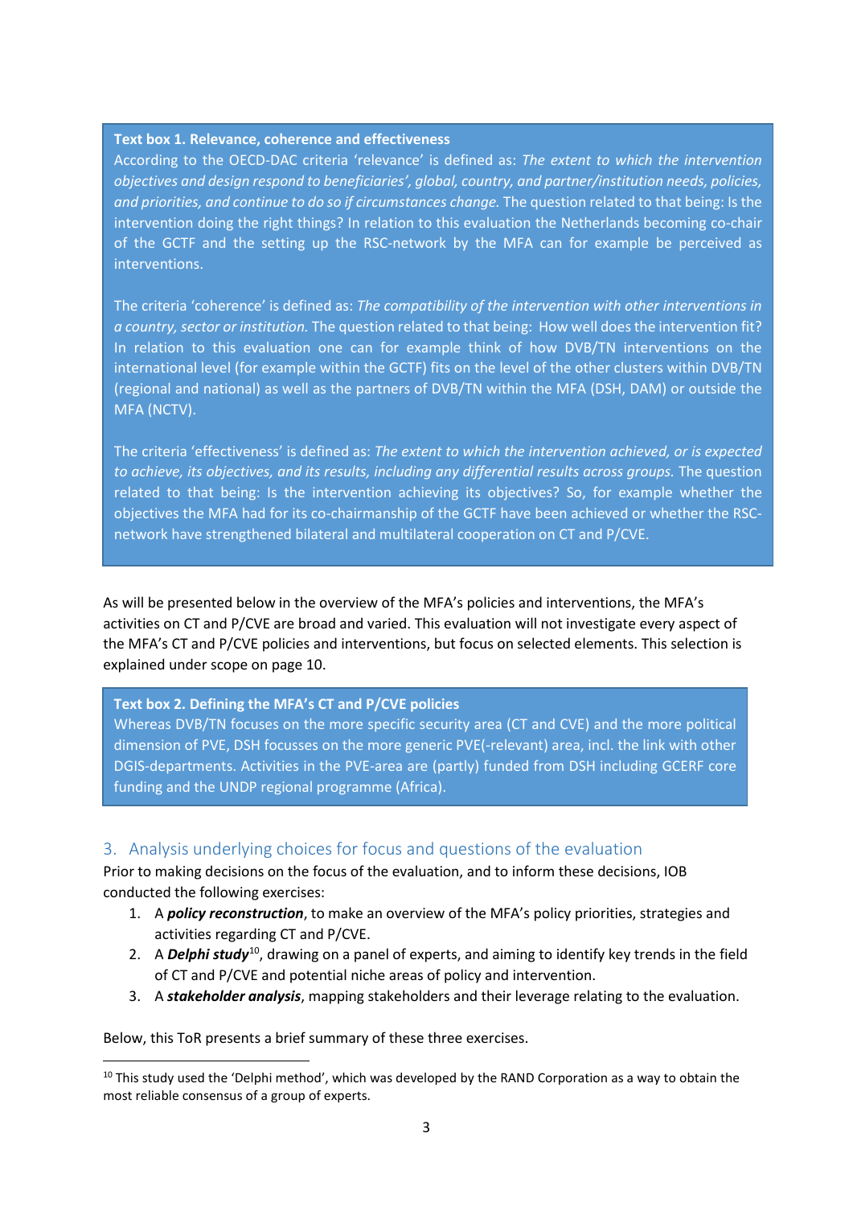**Text box 1. Relevance, coherence and effectiveness**

According to the OECD-DAC criteria 'relevance' is defined as: *The extent to which the intervention objectives and design respond to beneficiaries', global, country, and partner/institution needs, policies, and priorities, and continue to do so if circumstances change.* The question related to that being: Is the intervention doing the right things? In relation to this evaluation the Netherlands becoming co-chair of the GCTF and the setting up the RSC-network by the MFA can for example be perceived as interventions.

The criteria 'coherence' is defined as: *The compatibility of the intervention with other interventions in a country, sector or institution.* The question related to that being: How well does the intervention fit? In relation to this evaluation one can for example think of how DVB/TN interventions on the international level (for example within the GCTF) fits on the level of the other clusters within DVB/TN (regional and national) as well as the partners of DVB/TN within the MFA (DSH, DAM) or outside the MFA (NCTV).

The criteria 'effectiveness' is defined as: *The extent to which the intervention achieved, or is expected to achieve, its objectives, and its results, including any differential results across groups.* The question related to that being: Is the intervention achieving its objectives? So, for example whether the objectives the MFA had for its co-chairmanship of the GCTF have been achieved or whether the RSC-network have strengthened bilateral and multilateral cooperation on CT and P/CVE.

As will be presented below in the overview of the MFA's policies and interventions, the MFA's activities on CT and P/CVE are broad and varied. This evaluation will not investigate every aspect of the MFA's CT and P/CVE policies and interventions, but focus on selected elements. This selection is explained under scope on page 10.

**Text box 2. Defining the MFA's CT and P/CVE policies**

Whereas DVB/TN focuses on the more specific security area (CT and CVE) and the more political dimension of PVE, DSH focusses on the more generic PVE(-relevant) area, incl. the link with other DGIS-departments. Activities in the PVE-area are (partly) funded from DSH including GCERF core funding and the UNDP regional programme (Africa).

## 3. Analysis underlying choices for focus and questions of the evaluation

Prior to making decisions on the focus of the evaluation, and to inform these decisions, IOB conducted the following exercises:

1. A ***policy reconstruction***, to make an overview of the MFA's policy priorities, strategies and activities regarding CT and P/CVE.
2. A ***Delphi study***[10], drawing on a panel of experts, and aiming to identify key trends in the field of CT and P/CVE and potential niche areas of policy and intervention.
3. A ***stakeholder analysis***, mapping stakeholders and their leverage relating to the evaluation.

Below, this ToR presents a brief summary of these three exercises.

[10] This study used the 'Delphi method', which was developed by the RAND Corporation as a way to obtain the most reliable consensus of a group of experts.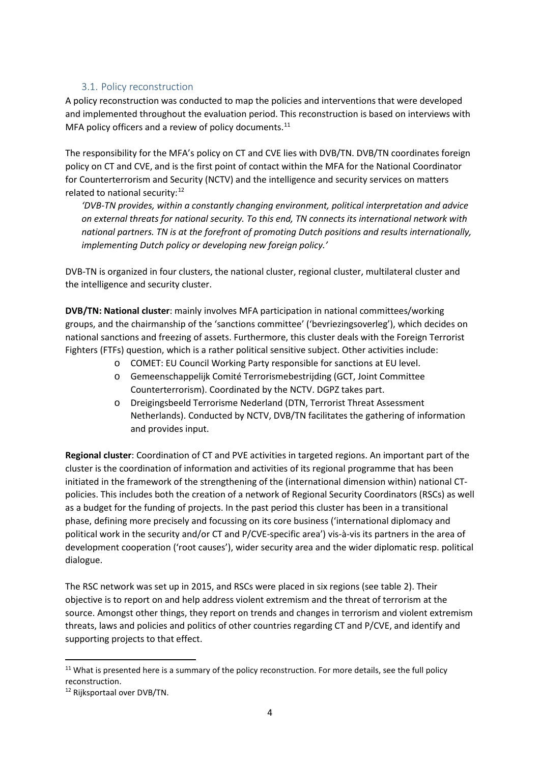### 3.1. Policy reconstruction

A policy reconstruction was conducted to map the policies and interventions that were developed and implemented throughout the evaluation period. This reconstruction is based on interviews with MFA policy officers and a review of policy documents.[11]

The responsibility for the MFA's policy on CT and CVE lies with DVB/TN. DVB/TN coordinates foreign policy on CT and CVE, and is the first point of contact within the MFA for the National Coordinator for Counterterrorism and Security (NCTV) and the intelligence and security services on matters related to national security:[12]

> *'DVB-TN provides, within a constantly changing environment, political interpretation and advice on external threats for national security. To this end, TN connects its international network with national partners. TN is at the forefront of promoting Dutch positions and results internationally, implementing Dutch policy or developing new foreign policy.'*

DVB-TN is organized in four clusters, the national cluster, regional cluster, multilateral cluster and the intelligence and security cluster.

**DVB/TN: National cluster**: mainly involves MFA participation in national committees/working groups, and the chairmanship of the 'sanctions committee' ('bevriezingsoverleg'), which decides on national sanctions and freezing of assets. Furthermore, this cluster deals with the Foreign Terrorist Fighters (FTFs) question, which is a rather political sensitive subject. Other activities include:

- COMET: EU Council Working Party responsible for sanctions at EU level.
- Gemeenschappelijk Comité Terrorismebestrijding (GCT, Joint Committee Counterterrorism). Coordinated by the NCTV. DGPZ takes part.
- Dreigingsbeeld Terrorisme Nederland (DTN, Terrorist Threat Assessment Netherlands). Conducted by NCTV, DVB/TN facilitates the gathering of information and provides input.

**Regional cluster**: Coordination of CT and PVE activities in targeted regions. An important part of the cluster is the coordination of information and activities of its regional programme that has been initiated in the framework of the strengthening of the (international dimension within) national CT-policies. This includes both the creation of a network of Regional Security Coordinators (RSCs) as well as a budget for the funding of projects. In the past period this cluster has been in a transitional phase, defining more precisely and focussing on its core business ('international diplomacy and political work in the security and/or CT and P/CVE-specific area') vis-à-vis its partners in the area of development cooperation ('root causes'), wider security area and the wider diplomatic resp. political dialogue.

The RSC network was set up in 2015, and RSCs were placed in six regions (see table 2). Their objective is to report on and help address violent extremism and the threat of terrorism at the source. Amongst other things, they report on trends and changes in terrorism and violent extremism threats, laws and policies and politics of other countries regarding CT and P/CVE, and identify and supporting projects to that effect.

[11] What is presented here is a summary of the policy reconstruction. For more details, see the full policy reconstruction.

[12] Rijksportaal over DVB/TN.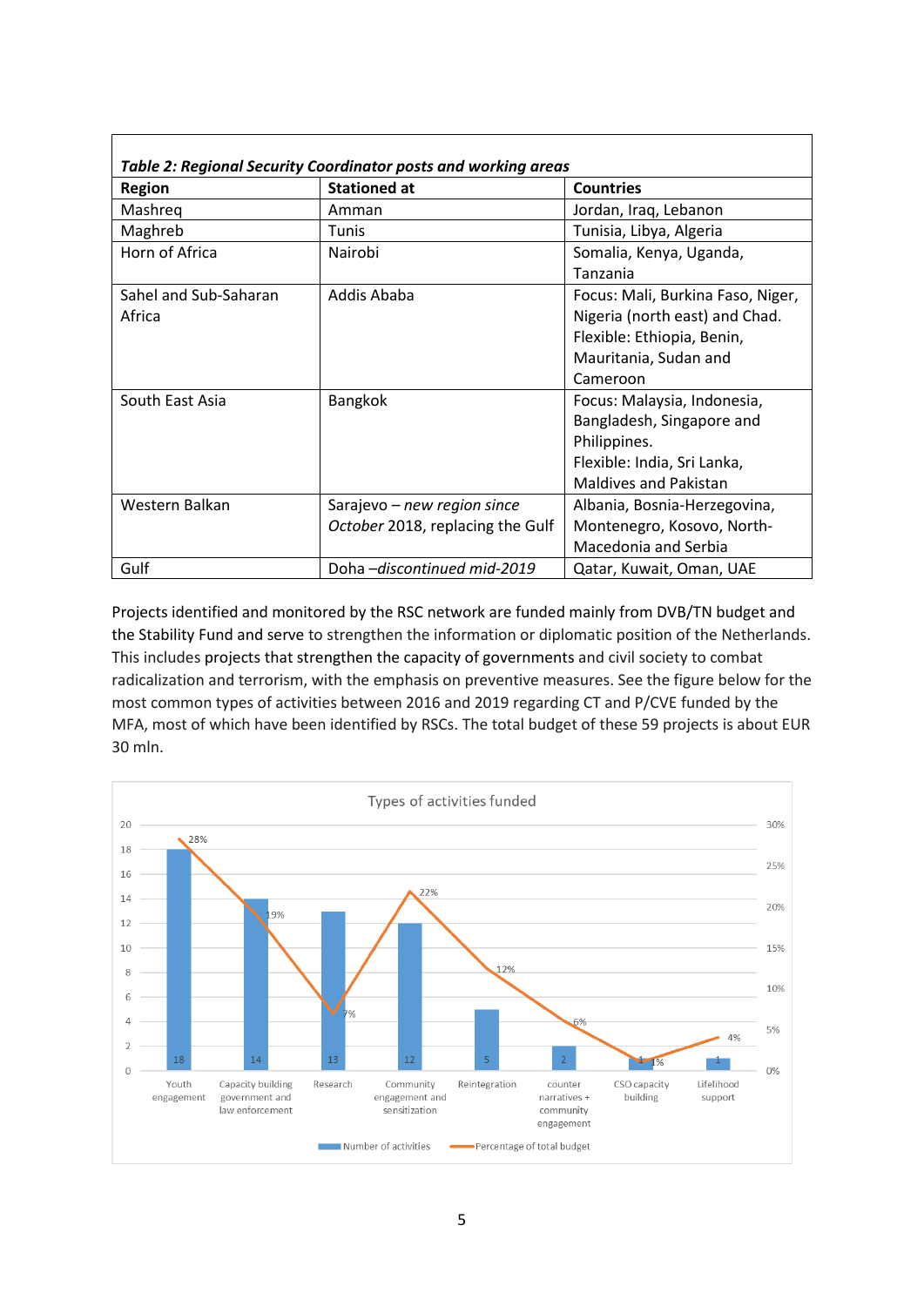| *Table 2: Regional Security Coordinator posts and working areas* | | |
|---|---|---|
| **Region** | **Stationed at** | **Countries** |
| Mashreq | Amman | Jordan, Iraq, Lebanon |
| Maghreb | Tunis | Tunisia, Libya, Algeria |
| Horn of Africa | Nairobi | Somalia, Kenya, Uganda, Tanzania |
| Sahel and Sub-Saharan Africa | Addis Ababa | Focus: Mali, Burkina Faso, Niger, Nigeria (north east) and Chad. Flexible: Ethiopia, Benin, Mauritania, Sudan and Cameroon |
| South East Asia | Bangkok | Focus: Malaysia, Indonesia, Bangladesh, Singapore and Philippines. Flexible: India, Sri Lanka, Maldives and Pakistan |
| Western Balkan | Sarajevo – *new region since October* 2018, replacing the Gulf | Albania, Bosnia-Herzegovina, Montenegro, Kosovo, North-Macedonia and Serbia |
| Gulf | Doha –*discontinued mid-2019* | Qatar, Kuwait, Oman, UAE |

Projects identified and monitored by the RSC network are funded mainly from DVB/TN budget and the Stability Fund and serve to strengthen the information or diplomatic position of the Netherlands. This includes projects that strengthen the capacity of governments and civil society to combat radicalization and terrorism, with the emphasis on preventive measures. See the figure below for the most common types of activities between 2016 and 2019 regarding CT and P/CVE funded by the MFA, most of which have been identified by RSCs. The total budget of these 59 projects is about EUR 30 mln.

**Types of activities funded**

| Activity | Number of activities | Percentage of total budget |
|---|---|---|
| Youth engagement | 18 | 28% |
| Capacity building government and law enforcement | 14 | 19% |
| Research | 13 | 7% |
| Community engagement and sensitization | 12 | 22% |
| Reintegration | 5 | 12% |
| counter narratives + community engagement | 2 | 6% |
| CSO capacity building | 1 | 1% |
| Lifelihood support | 1 | 4% |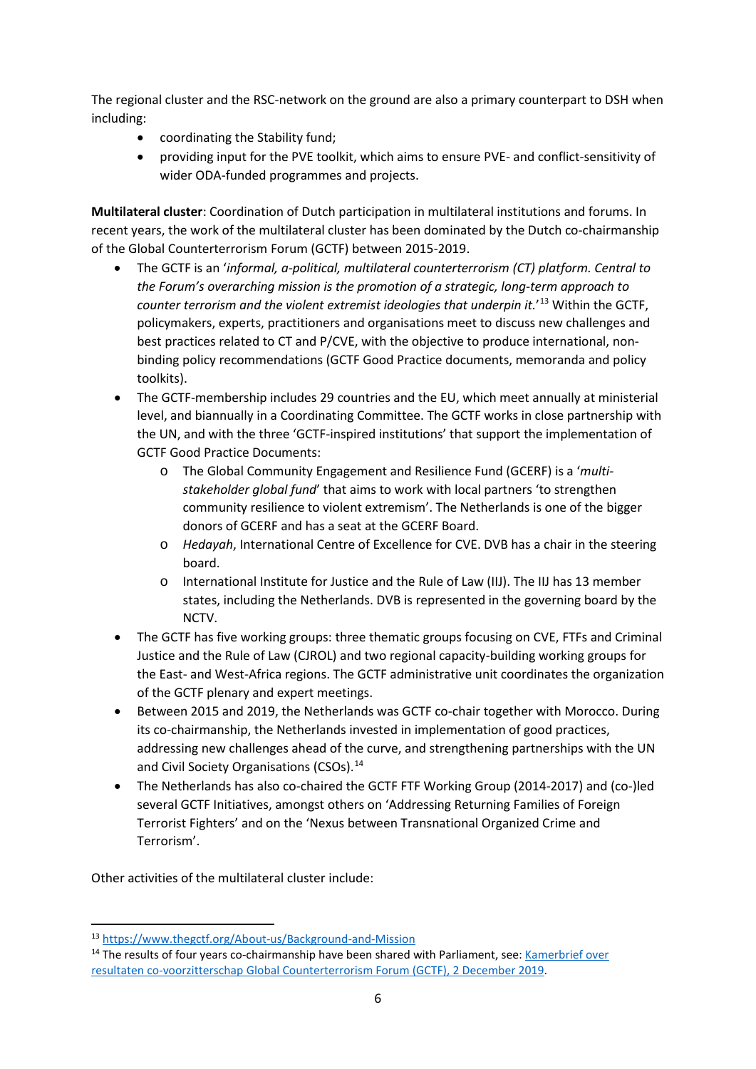The regional cluster and the RSC-network on the ground are also a primary counterpart to DSH when including:

- coordinating the Stability fund;
- providing input for the PVE toolkit, which aims to ensure PVE- and conflict-sensitivity of wider ODA-funded programmes and projects.

**Multilateral cluster**: Coordination of Dutch participation in multilateral institutions and forums. In recent years, the work of the multilateral cluster has been dominated by the Dutch co-chairmanship of the Global Counterterrorism Forum (GCTF) between 2015-2019.

- The GCTF is an '*informal, a-political, multilateral counterterrorism (CT) platform. Central to the Forum's overarching mission is the promotion of a strategic, long-term approach to counter terrorism and the violent extremist ideologies that underpin it.*'[13] Within the GCTF, policymakers, experts, practitioners and organisations meet to discuss new challenges and best practices related to CT and P/CVE, with the objective to produce international, non-binding policy recommendations (GCTF Good Practice documents, memoranda and policy toolkits).
- The GCTF-membership includes 29 countries and the EU, which meet annually at ministerial level, and biannually in a Coordinating Committee. The GCTF works in close partnership with the UN, and with the three 'GCTF-inspired institutions' that support the implementation of GCTF Good Practice Documents:
    - The Global Community Engagement and Resilience Fund (GCERF) is a '*multi-stakeholder global fund*' that aims to work with local partners 'to strengthen community resilience to violent extremism'. The Netherlands is one of the bigger donors of GCERF and has a seat at the GCERF Board.
    - *Hedayah*, International Centre of Excellence for CVE. DVB has a chair in the steering board.
    - International Institute for Justice and the Rule of Law (IIJ). The IIJ has 13 member states, including the Netherlands. DVB is represented in the governing board by the NCTV.
- The GCTF has five working groups: three thematic groups focusing on CVE, FTFs and Criminal Justice and the Rule of Law (CJROL) and two regional capacity-building working groups for the East- and West-Africa regions. The GCTF administrative unit coordinates the organization of the GCTF plenary and expert meetings.
- Between 2015 and 2019, the Netherlands was GCTF co-chair together with Morocco. During its co-chairmanship, the Netherlands invested in implementation of good practices, addressing new challenges ahead of the curve, and strengthening partnerships with the UN and Civil Society Organisations (CSOs).[14]
- The Netherlands has also co-chaired the GCTF FTF Working Group (2014-2017) and (co-)led several GCTF Initiatives, amongst others on 'Addressing Returning Families of Foreign Terrorist Fighters' and on the 'Nexus between Transnational Organized Crime and Terrorism'.

Other activities of the multilateral cluster include:

---

[13] https://www.thegctf.org/About-us/Background-and-Mission

[14] The results of four years co-chairmanship have been shared with Parliament, see: Kamerbrief over resultaten co-voorzitterschap Global Counterterrorism Forum (GCTF), 2 December 2019.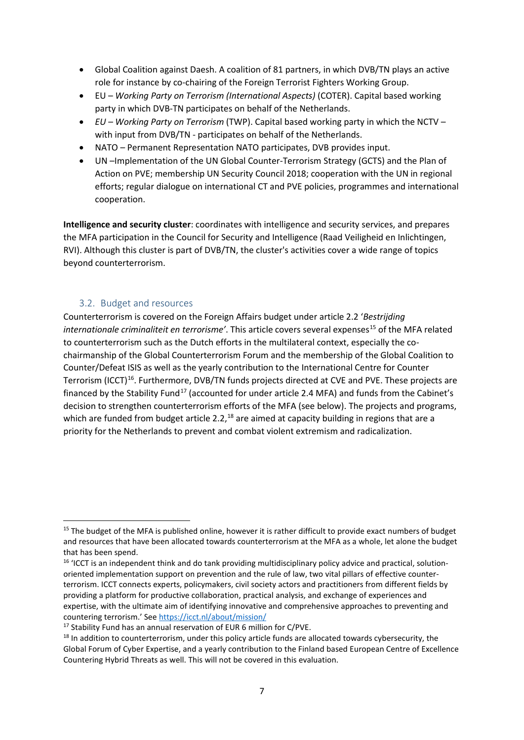- Global Coalition against Daesh. A coalition of 81 partners, in which DVB/TN plays an active role for instance by co-chairing of the Foreign Terrorist Fighters Working Group.
- EU – *Working Party on Terrorism (International Aspects)* (COTER). Capital based working party in which DVB-TN participates on behalf of the Netherlands.
- *EU – Working Party on Terrorism* (TWP). Capital based working party in which the NCTV – with input from DVB/TN - participates on behalf of the Netherlands.
- NATO – Permanent Representation NATO participates, DVB provides input.
- UN –Implementation of the UN Global Counter-Terrorism Strategy (GCTS) and the Plan of Action on PVE; membership UN Security Council 2018; cooperation with the UN in regional efforts; regular dialogue on international CT and PVE policies, programmes and international cooperation.

**Intelligence and security cluster**: coordinates with intelligence and security services, and prepares the MFA participation in the Council for Security and Intelligence (Raad Veiligheid en Inlichtingen, RVI). Although this cluster is part of DVB/TN, the cluster's activities cover a wide range of topics beyond counterterrorism.

### 3.2. Budget and resources

Counterterrorism is covered on the Foreign Affairs budget under article 2.2 '*Bestrijding internationale criminaliteit en terrorisme*'. This article covers several expenses[15] of the MFA related to counterterrorism such as the Dutch efforts in the multilateral context, especially the co-chairmanship of the Global Counterterrorism Forum and the membership of the Global Coalition to Counter/Defeat ISIS as well as the yearly contribution to the International Centre for Counter Terrorism (ICCT)[16]. Furthermore, DVB/TN funds projects directed at CVE and PVE. These projects are financed by the Stability Fund[17] (accounted for under article 2.4 MFA) and funds from the Cabinet's decision to strengthen counterterrorism efforts of the MFA (see below). The projects and programs, which are funded from budget article 2.2,[18] are aimed at capacity building in regions that are a priority for the Netherlands to prevent and combat violent extremism and radicalization.

---

[15] The budget of the MFA is published online, however it is rather difficult to provide exact numbers of budget and resources that have been allocated towards counterterrorism at the MFA as a whole, let alone the budget that has been spend.

[16] 'ICCT is an independent think and do tank providing multidisciplinary policy advice and practical, solution-oriented implementation support on prevention and the rule of law, two vital pillars of effective counter-terrorism. ICCT connects experts, policymakers, civil society actors and practitioners from different fields by providing a platform for productive collaboration, practical analysis, and exchange of experiences and expertise, with the ultimate aim of identifying innovative and comprehensive approaches to preventing and countering terrorism.' See https://icct.nl/about/mission/

[17] Stability Fund has an annual reservation of EUR 6 million for C/PVE.

[18] In addition to counterterrorism, under this policy article funds are allocated towards cybersecurity, the Global Forum of Cyber Expertise, and a yearly contribution to the Finland based European Centre of Excellence Countering Hybrid Threats as well. This will not be covered in this evaluation.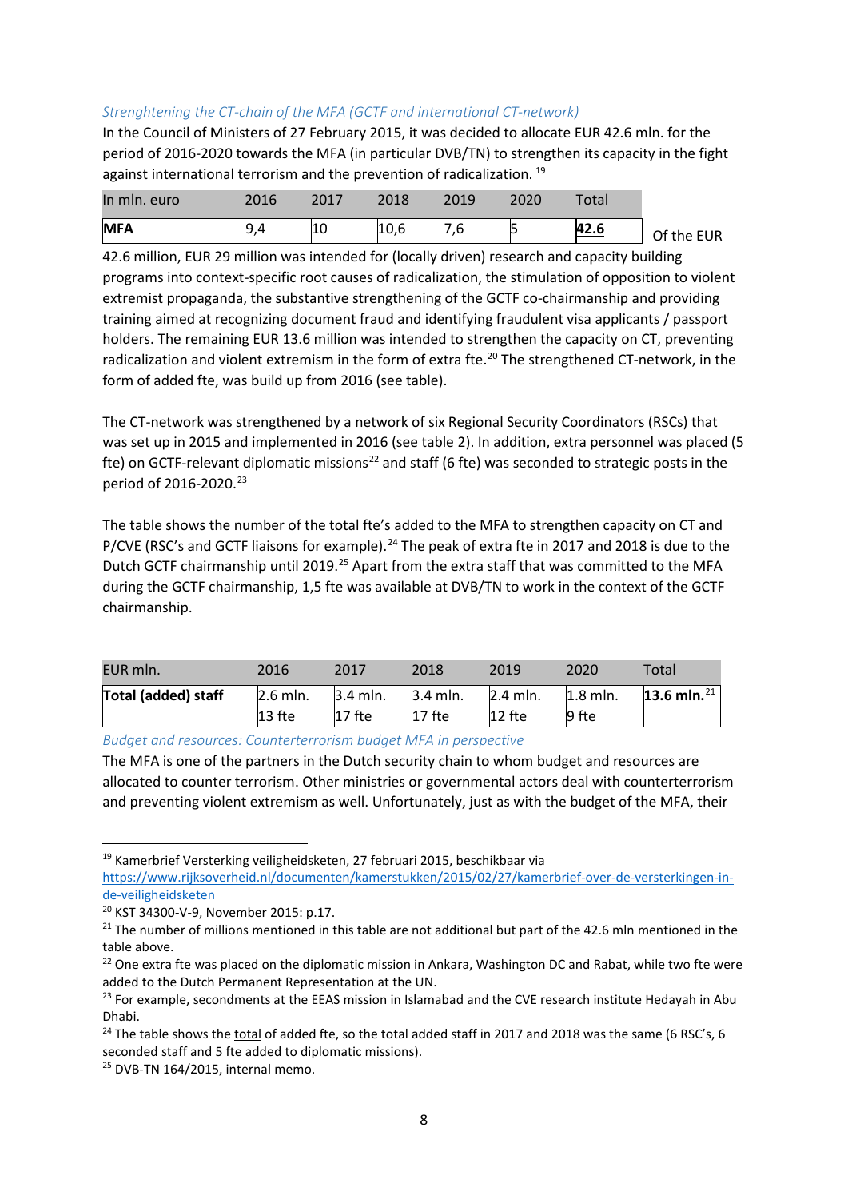*Strenghtening the CT-chain of the MFA (GCTF and international CT-network)*

In the Council of Ministers of 27 February 2015, it was decided to allocate EUR 42.6 mln. for the period of 2016-2020 towards the MFA (in particular DVB/TN) to strengthen its capacity in the fight against international terrorism and the prevention of radicalization. [19]

| In mln. euro | 2016 | 2017 | 2018 | 2019 | 2020 | Total |
|---|---|---|---|---|---|---|
| **MFA** | 9,4 | 10 | 10,6 | 7,6 | 5 | **42.6** |

Of the EUR 42.6 million, EUR 29 million was intended for (locally driven) research and capacity building programs into context-specific root causes of radicalization, the stimulation of opposition to violent extremist propaganda, the substantive strengthening of the GCTF co-chairmanship and providing training aimed at recognizing document fraud and identifying fraudulent visa applicants / passport holders. The remaining EUR 13.6 million was intended to strengthen the capacity on CT, preventing radicalization and violent extremism in the form of extra fte.[20] The strengthened CT-network, in the form of added fte, was build up from 2016 (see table).

The CT-network was strengthened by a network of six Regional Security Coordinators (RSCs) that was set up in 2015 and implemented in 2016 (see table 2). In addition, extra personnel was placed (5 fte) on GCTF-relevant diplomatic missions[22] and staff (6 fte) was seconded to strategic posts in the period of 2016-2020.[23]

The table shows the number of the total fte's added to the MFA to strengthen capacity on CT and P/CVE (RSC's and GCTF liaisons for example).[24] The peak of extra fte in 2017 and 2018 is due to the Dutch GCTF chairmanship until 2019.[25] Apart from the extra staff that was committed to the MFA during the GCTF chairmanship, 1,5 fte was available at DVB/TN to work in the context of the GCTF chairmanship.

| EUR mln. | 2016 | 2017 | 2018 | 2019 | 2020 | Total |
|---|---|---|---|---|---|---|
| **Total (added) staff** | 2.6 mln.<br>13 fte | 3.4 mln.<br>17 fte | 3.4 mln.<br>17 fte | 2.4 mln.<br>12 fte | 1.8 mln.<br>9 fte | **13.6 mln.**[21] |

*Budget and resources: Counterterrorism budget MFA in perspective*

The MFA is one of the partners in the Dutch security chain to whom budget and resources are allocated to counter terrorism. Other ministries or governmental actors deal with counterterrorism and preventing violent extremism as well. Unfortunately, just as with the budget of the MFA, their

---

[19] Kamerbrief Versterking veiligheidsketen, 27 februari 2015, beschikbaar via https://www.rijksoverheid.nl/documenten/kamerstukken/2015/02/27/kamerbrief-over-de-versterkingen-in-de-veiligheidsketen

[20] KST 34300-V-9, November 2015: p.17.

[21] The number of millions mentioned in this table are not additional but part of the 42.6 mln mentioned in the table above.

[22] One extra fte was placed on the diplomatic mission in Ankara, Washington DC and Rabat, while two fte were added to the Dutch Permanent Representation at the UN.

[23] For example, secondments at the EEAS mission in Islamabad and the CVE research institute Hedayah in Abu Dhabi.

[24] The table shows the total of added fte, so the total added staff in 2017 and 2018 was the same (6 RSC's, 6 seconded staff and 5 fte added to diplomatic missions).

[25] DVB-TN 164/2015, internal memo.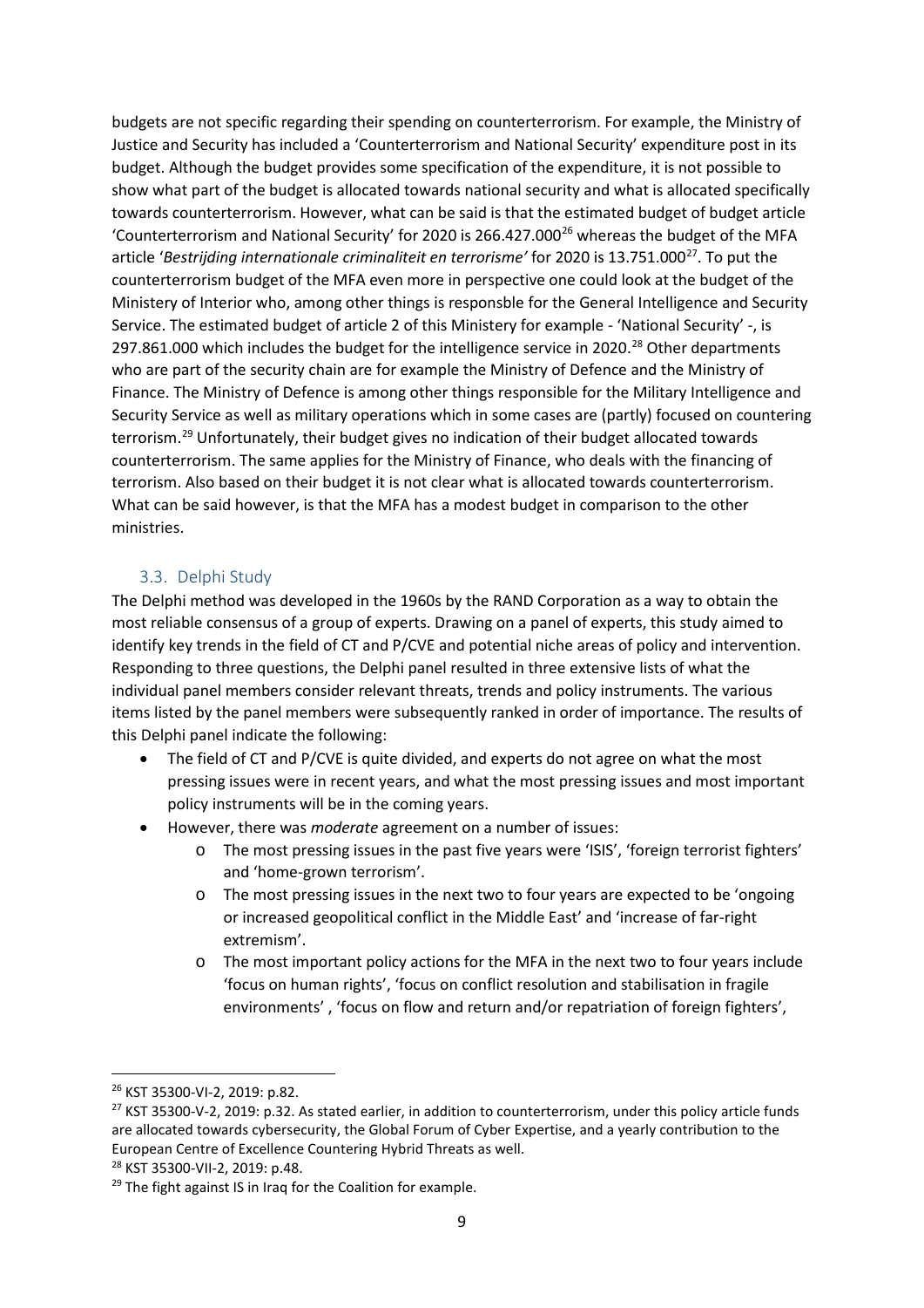budgets are not specific regarding their spending on counterterrorism. For example, the Ministry of Justice and Security has included a 'Counterterrorism and National Security' expenditure post in its budget. Although the budget provides some specification of the expenditure, it is not possible to show what part of the budget is allocated towards national security and what is allocated specifically towards counterterrorism. However, what can be said is that the estimated budget of budget article 'Counterterrorism and National Security' for 2020 is 266.427.000[26] whereas the budget of the MFA article '*Bestrijding internationale criminaliteit en terrorisme'* for 2020 is 13.751.000[27]. To put the counterterrorism budget of the MFA even more in perspective one could look at the budget of the Ministery of Interior who, among other things is responsble for the General Intelligence and Security Service. The estimated budget of article 2 of this Ministery for example - 'National Security' -, is 297.861.000 which includes the budget for the intelligence service in 2020.[28] Other departments who are part of the security chain are for example the Ministry of Defence and the Ministry of Finance. The Ministry of Defence is among other things responsible for the Military Intelligence and Security Service as well as military operations which in some cases are (partly) focused on countering terrorism.[29] Unfortunately, their budget gives no indication of their budget allocated towards counterterrorism. The same applies for the Ministry of Finance, who deals with the financing of terrorism. Also based on their budget it is not clear what is allocated towards counterterrorism. What can be said however, is that the MFA has a modest budget in comparison to the other ministries.

## 3.3. Delphi Study

The Delphi method was developed in the 1960s by the RAND Corporation as a way to obtain the most reliable consensus of a group of experts. Drawing on a panel of experts, this study aimed to identify key trends in the field of CT and P/CVE and potential niche areas of policy and intervention. Responding to three questions, the Delphi panel resulted in three extensive lists of what the individual panel members consider relevant threats, trends and policy instruments. The various items listed by the panel members were subsequently ranked in order of importance. The results of this Delphi panel indicate the following:

- The field of CT and P/CVE is quite divided, and experts do not agree on what the most pressing issues were in recent years, and what the most pressing issues and most important policy instruments will be in the coming years.
- However, there was *moderate* agreement on a number of issues:
  - The most pressing issues in the past five years were 'ISIS', 'foreign terrorist fighters' and 'home-grown terrorism'.
  - The most pressing issues in the next two to four years are expected to be 'ongoing or increased geopolitical conflict in the Middle East' and 'increase of far-right extremism'.
  - The most important policy actions for the MFA in the next two to four years include 'focus on human rights', 'focus on conflict resolution and stabilisation in fragile environments' , 'focus on flow and return and/or repatriation of foreign fighters',

---

[26] KST 35300-VI-2, 2019: p.82.

[27] KST 35300-V-2, 2019: p.32. As stated earlier, in addition to counterterrorism, under this policy article funds are allocated towards cybersecurity, the Global Forum of Cyber Expertise, and a yearly contribution to the European Centre of Excellence Countering Hybrid Threats as well.

[28] KST 35300-VII-2, 2019: p.48.

[29] The fight against IS in Iraq for the Coalition for example.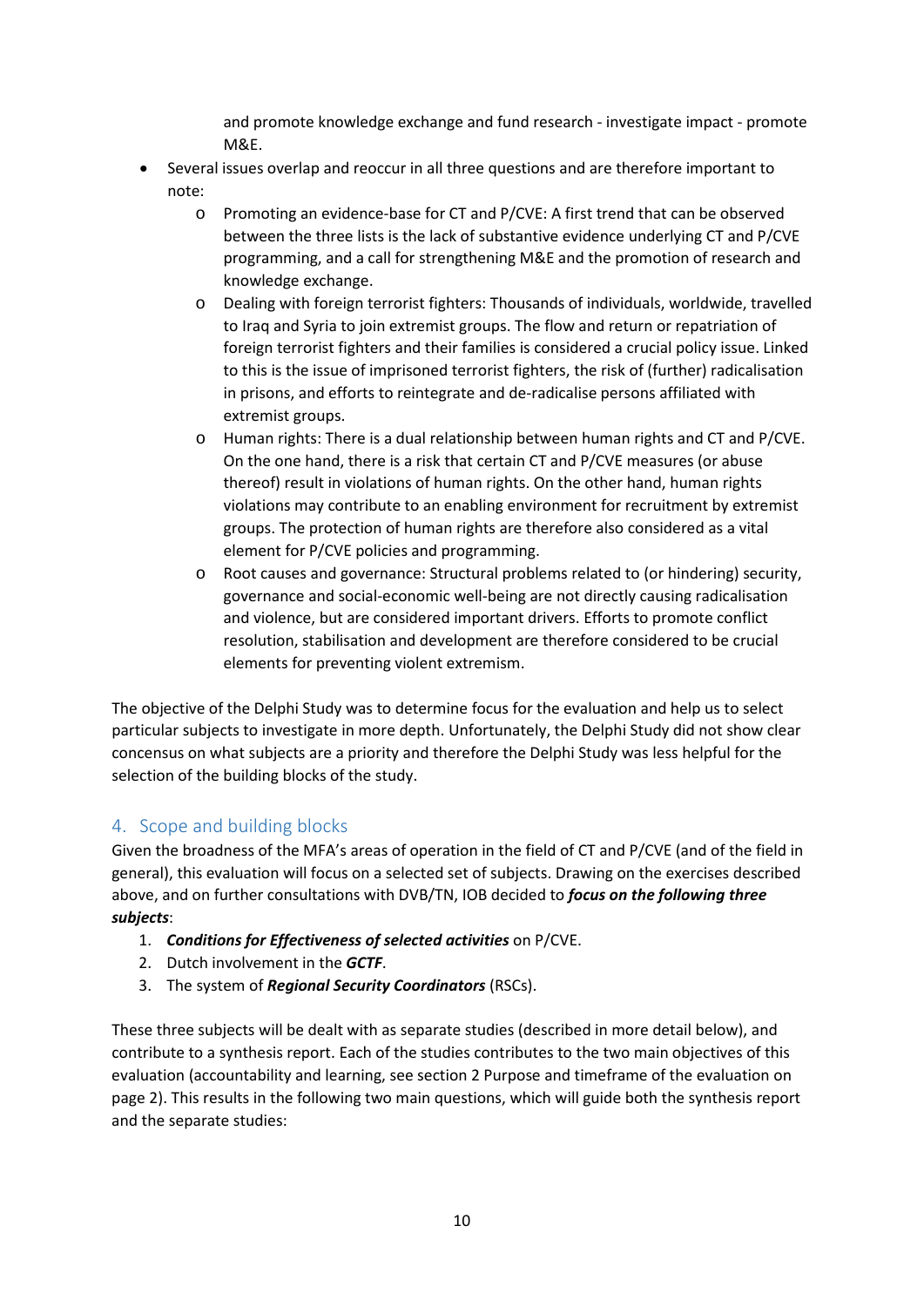and promote knowledge exchange and fund research - investigate impact - promote M&E.

- Several issues overlap and reoccur in all three questions and are therefore important to note:
  - Promoting an evidence-base for CT and P/CVE: A first trend that can be observed between the three lists is the lack of substantive evidence underlying CT and P/CVE programming, and a call for strengthening M&E and the promotion of research and knowledge exchange.
  - Dealing with foreign terrorist fighters: Thousands of individuals, worldwide, travelled to Iraq and Syria to join extremist groups. The flow and return or repatriation of foreign terrorist fighters and their families is considered a crucial policy issue. Linked to this is the issue of imprisoned terrorist fighters, the risk of (further) radicalisation in prisons, and efforts to reintegrate and de-radicalise persons affiliated with extremist groups.
  - Human rights: There is a dual relationship between human rights and CT and P/CVE. On the one hand, there is a risk that certain CT and P/CVE measures (or abuse thereof) result in violations of human rights. On the other hand, human rights violations may contribute to an enabling environment for recruitment by extremist groups. The protection of human rights are therefore also considered as a vital element for P/CVE policies and programming.
  - Root causes and governance: Structural problems related to (or hindering) security, governance and social-economic well-being are not directly causing radicalisation and violence, but are considered important drivers. Efforts to promote conflict resolution, stabilisation and development are therefore considered to be crucial elements for preventing violent extremism.

The objective of the Delphi Study was to determine focus for the evaluation and help us to select particular subjects to investigate in more depth. Unfortunately, the Delphi Study did not show clear concensus on what subjects are a priority and therefore the Delphi Study was less helpful for the selection of the building blocks of the study.

## 4. Scope and building blocks

Given the broadness of the MFA's areas of operation in the field of CT and P/CVE (and of the field in general), this evaluation will focus on a selected set of subjects. Drawing on the exercises described above, and on further consultations with DVB/TN, IOB decided to ***focus on the following three subjects***:

1. ***Conditions for Effectiveness of selected activities*** on P/CVE.
2. Dutch involvement in the ***GCTF***.
3. The system of ***Regional Security Coordinators*** (RSCs).

These three subjects will be dealt with as separate studies (described in more detail below), and contribute to a synthesis report. Each of the studies contributes to the two main objectives of this evaluation (accountability and learning, see section 2 Purpose and timeframe of the evaluation on page 2). This results in the following two main questions, which will guide both the synthesis report and the separate studies: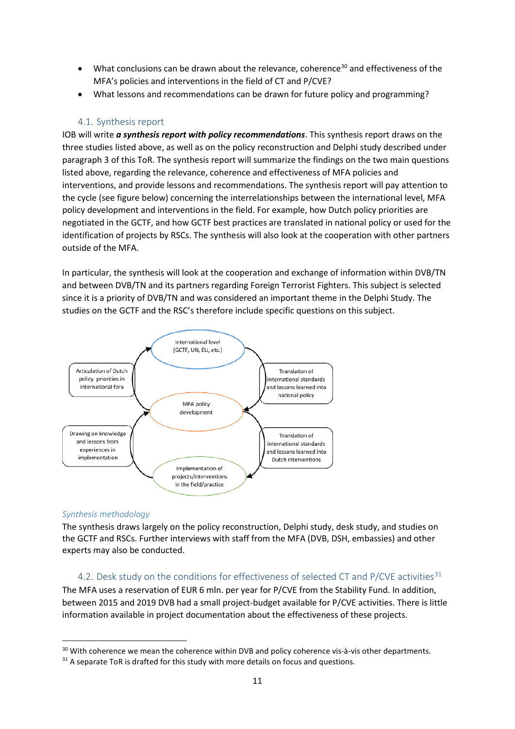- What conclusions can be drawn about the relevance, coherence[30] and effectiveness of the MFA's policies and interventions in the field of CT and P/CVE?
- What lessons and recommendations can be drawn for future policy and programming?

### 4.1. Synthesis report

IOB will write ***a synthesis report with policy recommendations***. This synthesis report draws on the three studies listed above, as well as on the policy reconstruction and Delphi study described under paragraph 3 of this ToR. The synthesis report will summarize the findings on the two main questions listed above, regarding the relevance, coherence and effectiveness of MFA policies and interventions, and provide lessons and recommendations. The synthesis report will pay attention to the cycle (see figure below) concerning the interrelationships between the international level, MFA policy development and interventions in the field. For example, how Dutch policy priorities are negotiated in the GCTF, and how GCTF best practices are translated in national policy or used for the identification of projects by RSCs. The synthesis will also look at the cooperation with other partners outside of the MFA.

In particular, the synthesis will look at the cooperation and exchange of information within DVB/TN and between DVB/TN and its partners regarding Foreign Terrorist Fighters. This subject is selected since it is a priority of DVB/TN and was considered an important theme in the Delphi Study. The studies on the GCTF and the RSC's therefore include specific questions on this subject.

*Synthesis methodology*

The synthesis draws largely on the policy reconstruction, Delphi study, desk study, and studies on the GCTF and RSCs. Further interviews with staff from the MFA (DVB, DSH, embassies) and other experts may also be conducted.

### 4.2. Desk study on the conditions for effectiveness of selected CT and P/CVE activities[31]

The MFA uses a reservation of EUR 6 mln. per year for P/CVE from the Stability Fund. In addition, between 2015 and 2019 DVB had a small project-budget available for P/CVE activities. There is little information available in project documentation about the effectiveness of these projects.

---

[30] With coherence we mean the coherence within DVB and policy coherence vis-à-vis other departments.

[31] A separate ToR is drafted for this study with more details on focus and questions.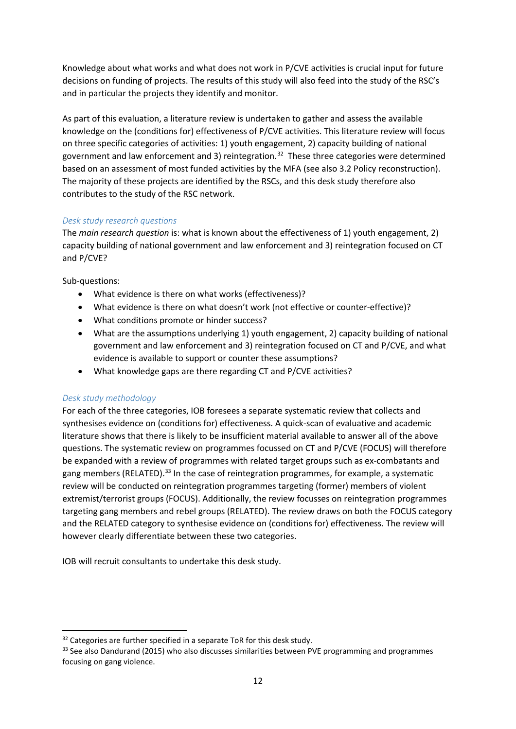Knowledge about what works and what does not work in P/CVE activities is crucial input for future decisions on funding of projects. The results of this study will also feed into the study of the RSC's and in particular the projects they identify and monitor.

As part of this evaluation, a literature review is undertaken to gather and assess the available knowledge on the (conditions for) effectiveness of P/CVE activities. This literature review will focus on three specific categories of activities: 1) youth engagement, 2) capacity building of national government and law enforcement and 3) reintegration.[32] These three categories were determined based on an assessment of most funded activities by the MFA (see also 3.2 Policy reconstruction). The majority of these projects are identified by the RSCs, and this desk study therefore also contributes to the study of the RSC network.

*Desk study research questions*

The *main research question* is: what is known about the effectiveness of 1) youth engagement, 2) capacity building of national government and law enforcement and 3) reintegration focused on CT and P/CVE?

Sub-questions:

- What evidence is there on what works (effectiveness)?
- What evidence is there on what doesn't work (not effective or counter-effective)?
- What conditions promote or hinder success?
- What are the assumptions underlying 1) youth engagement, 2) capacity building of national government and law enforcement and 3) reintegration focused on CT and P/CVE, and what evidence is available to support or counter these assumptions?
- What knowledge gaps are there regarding CT and P/CVE activities?

*Desk study methodology*

For each of the three categories, IOB foresees a separate systematic review that collects and synthesises evidence on (conditions for) effectiveness. A quick-scan of evaluative and academic literature shows that there is likely to be insufficient material available to answer all of the above questions. The systematic review on programmes focussed on CT and P/CVE (FOCUS) will therefore be expanded with a review of programmes with related target groups such as ex-combatants and gang members (RELATED).[33] In the case of reintegration programmes, for example, a systematic review will be conducted on reintegration programmes targeting (former) members of violent extremist/terrorist groups (FOCUS). Additionally, the review focusses on reintegration programmes targeting gang members and rebel groups (RELATED). The review draws on both the FOCUS category and the RELATED category to synthesise evidence on (conditions for) effectiveness. The review will however clearly differentiate between these two categories.

IOB will recruit consultants to undertake this desk study.

---

[32] Categories are further specified in a separate ToR for this desk study.

[33] See also Dandurand (2015) who also discusses similarities between PVE programming and programmes focusing on gang violence.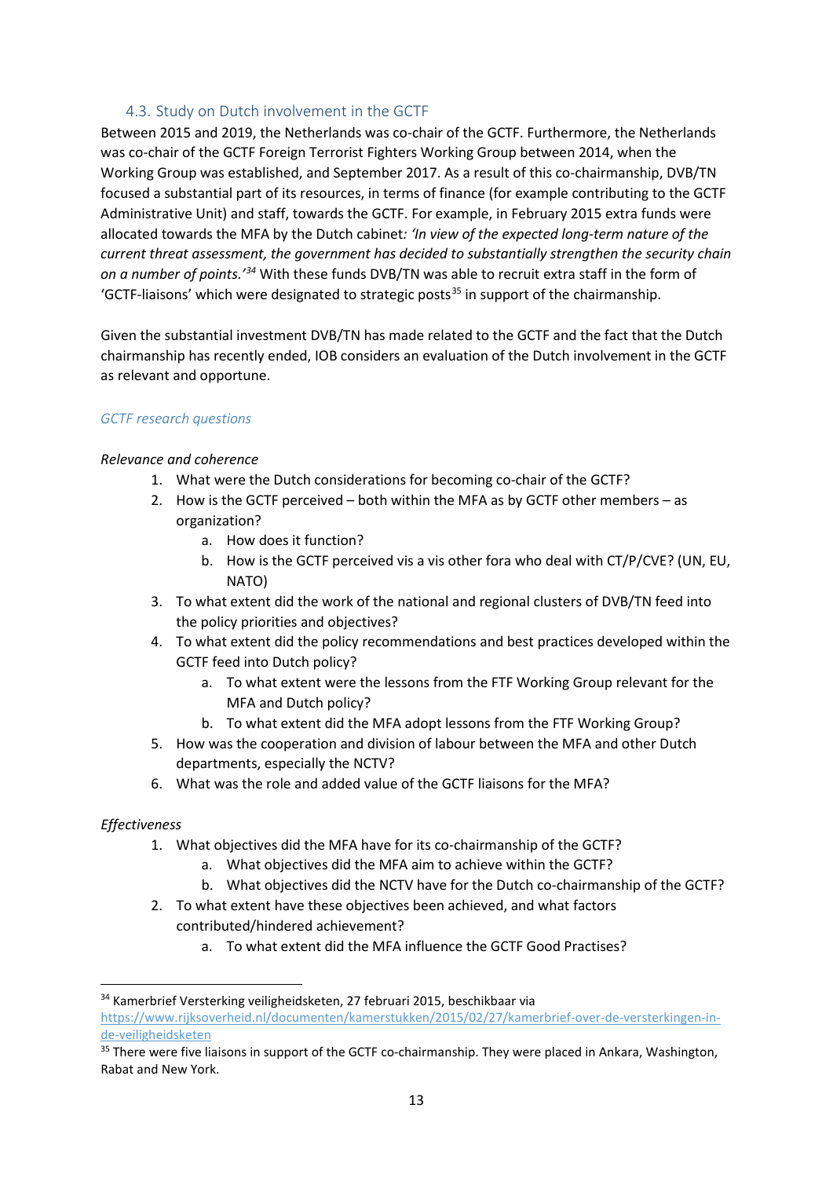### 4.3. Study on Dutch involvement in the GCTF

Between 2015 and 2019, the Netherlands was co-chair of the GCTF. Furthermore, the Netherlands was co-chair of the GCTF Foreign Terrorist Fighters Working Group between 2014, when the Working Group was established, and September 2017. As a result of this co-chairmanship, DVB/TN focused a substantial part of its resources, in terms of finance (for example contributing to the GCTF Administrative Unit) and staff, towards the GCTF. For example, in February 2015 extra funds were allocated towards the MFA by the Dutch cabinet*: 'In view of the expected long-term nature of the current threat assessment, the government has decided to substantially strengthen the security chain on a number of points.'*[34] With these funds DVB/TN was able to recruit extra staff in the form of 'GCTF-liaisons' which were designated to strategic posts[35] in support of the chairmanship.

Given the substantial investment DVB/TN has made related to the GCTF and the fact that the Dutch chairmanship has recently ended, IOB considers an evaluation of the Dutch involvement in the GCTF as relevant and opportune.

*GCTF research questions*

*Relevance and coherence*

1. What were the Dutch considerations for becoming co-chair of the GCTF?
2. How is the GCTF perceived – both within the MFA as by GCTF other members – as organization?
   a. How does it function?
   b. How is the GCTF perceived vis a vis other fora who deal with CT/P/CVE? (UN, EU, NATO)
3. To what extent did the work of the national and regional clusters of DVB/TN feed into the policy priorities and objectives?
4. To what extent did the policy recommendations and best practices developed within the GCTF feed into Dutch policy?
   a. To what extent were the lessons from the FTF Working Group relevant for the MFA and Dutch policy?
   b. To what extent did the MFA adopt lessons from the FTF Working Group?
5. How was the cooperation and division of labour between the MFA and other Dutch departments, especially the NCTV?
6. What was the role and added value of the GCTF liaisons for the MFA?

*Effectiveness*

1. What objectives did the MFA have for its co-chairmanship of the GCTF?
   a. What objectives did the MFA aim to achieve within the GCTF?
   b. What objectives did the NCTV have for the Dutch co-chairmanship of the GCTF?
2. To what extent have these objectives been achieved, and what factors contributed/hindered achievement?
   a. To what extent did the MFA influence the GCTF Good Practises?

---

[34] Kamerbrief Versterking veiligheidsketen, 27 februari 2015, beschikbaar via https://www.rijksoverheid.nl/documenten/kamerstukken/2015/02/27/kamerbrief-over-de-versterkingen-in-de-veiligheidsketen

[35] There were five liaisons in support of the GCTF co-chairmanship. They were placed in Ankara, Washington, Rabat and New York.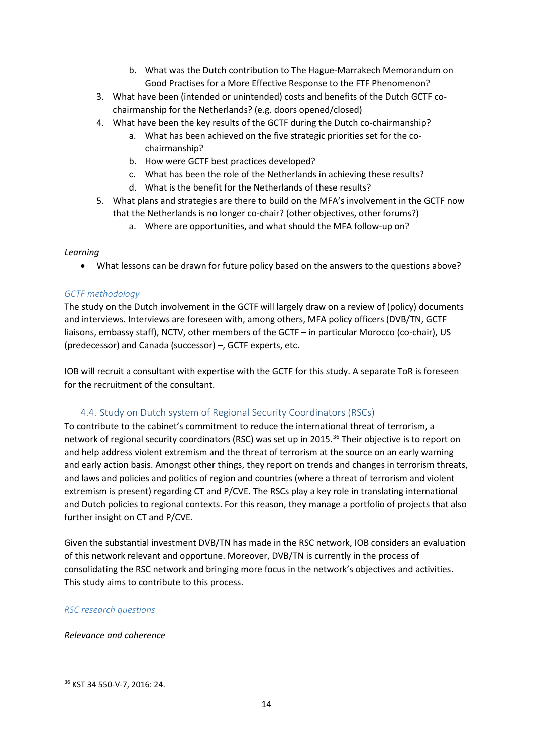b. What was the Dutch contribution to The Hague-Marrakech Memorandum on Good Practises for a More Effective Response to the FTF Phenomenon?

3. What have been (intended or unintended) costs and benefits of the Dutch GCTF co-chairmanship for the Netherlands? (e.g. doors opened/closed)
4. What have been the key results of the GCTF during the Dutch co-chairmanship?
   a. What has been achieved on the five strategic priorities set for the co-chairmanship?
   b. How were GCTF best practices developed?
   c. What has been the role of the Netherlands in achieving these results?
   d. What is the benefit for the Netherlands of these results?
5. What plans and strategies are there to build on the MFA's involvement in the GCTF now that the Netherlands is no longer co-chair? (other objectives, other forums?)
   a. Where are opportunities, and what should the MFA follow-up on?

*Learning*

- What lessons can be drawn for future policy based on the answers to the questions above?

*GCTF methodology*

The study on the Dutch involvement in the GCTF will largely draw on a review of (policy) documents and interviews. Interviews are foreseen with, among others, MFA policy officers (DVB/TN, GCTF liaisons, embassy staff), NCTV, other members of the GCTF – in particular Morocco (co-chair), US (predecessor) and Canada (successor) –, GCTF experts, etc.

IOB will recruit a consultant with expertise with the GCTF for this study. A separate ToR is foreseen for the recruitment of the consultant.

### 4.4. Study on Dutch system of Regional Security Coordinators (RSCs)

To contribute to the cabinet's commitment to reduce the international threat of terrorism, a network of regional security coordinators (RSC) was set up in 2015.[36] Their objective is to report on and help address violent extremism and the threat of terrorism at the source on an early warning and early action basis. Amongst other things, they report on trends and changes in terrorism threats, and laws and policies and politics of region and countries (where a threat of terrorism and violent extremism is present) regarding CT and P/CVE. The RSCs play a key role in translating international and Dutch policies to regional contexts. For this reason, they manage a portfolio of projects that also further insight on CT and P/CVE.

Given the substantial investment DVB/TN has made in the RSC network, IOB considers an evaluation of this network relevant and opportune. Moreover, DVB/TN is currently in the process of consolidating the RSC network and bringing more focus in the network's objectives and activities. This study aims to contribute to this process.

*RSC research questions*

*Relevance and coherence*

---

[36] KST 34 550-V-7, 2016: 24.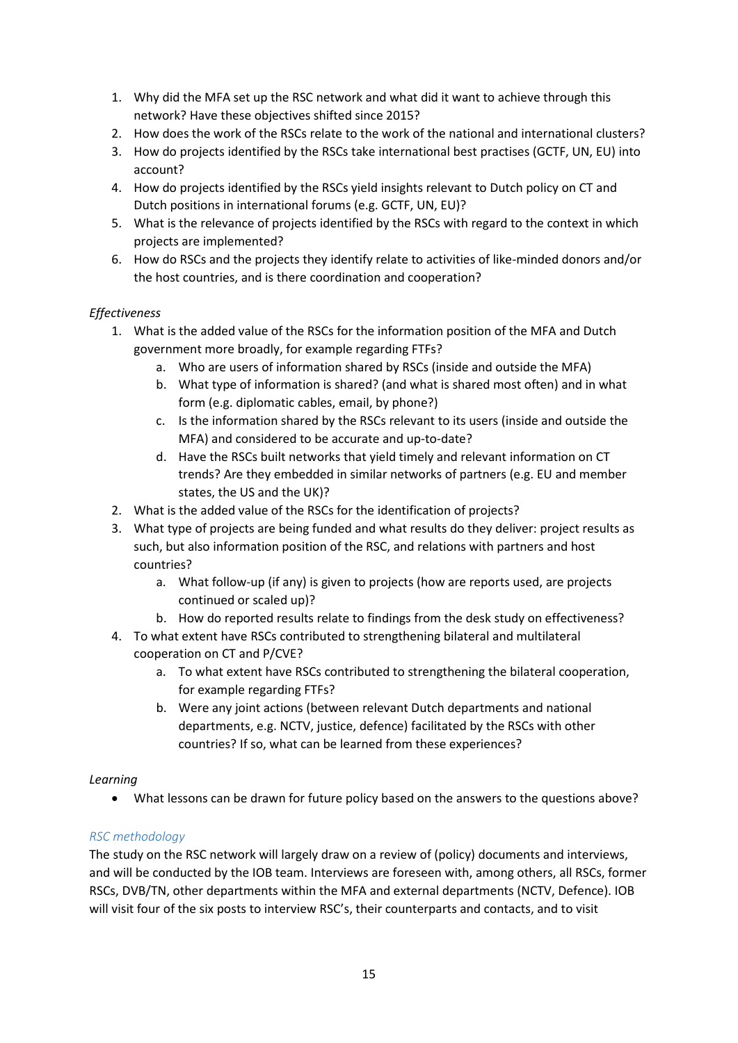1. Why did the MFA set up the RSC network and what did it want to achieve through this network? Have these objectives shifted since 2015?
2. How does the work of the RSCs relate to the work of the national and international clusters?
3. How do projects identified by the RSCs take international best practises (GCTF, UN, EU) into account?
4. How do projects identified by the RSCs yield insights relevant to Dutch policy on CT and Dutch positions in international forums (e.g. GCTF, UN, EU)?
5. What is the relevance of projects identified by the RSCs with regard to the context in which projects are implemented?
6. How do RSCs and the projects they identify relate to activities of like-minded donors and/or the host countries, and is there coordination and cooperation?

*Effectiveness*

1. What is the added value of the RSCs for the information position of the MFA and Dutch government more broadly, for example regarding FTFs?
   a. Who are users of information shared by RSCs (inside and outside the MFA)
   b. What type of information is shared? (and what is shared most often) and in what form (e.g. diplomatic cables, email, by phone?)
   c. Is the information shared by the RSCs relevant to its users (inside and outside the MFA) and considered to be accurate and up-to-date?
   d. Have the RSCs built networks that yield timely and relevant information on CT trends? Are they embedded in similar networks of partners (e.g. EU and member states, the US and the UK)?
2. What is the added value of the RSCs for the identification of projects?
3. What type of projects are being funded and what results do they deliver: project results as such, but also information position of the RSC, and relations with partners and host countries?
   a. What follow-up (if any) is given to projects (how are reports used, are projects continued or scaled up)?
   b. How do reported results relate to findings from the desk study on effectiveness?
4. To what extent have RSCs contributed to strengthening bilateral and multilateral cooperation on CT and P/CVE?
   a. To what extent have RSCs contributed to strengthening the bilateral cooperation, for example regarding FTFs?
   b. Were any joint actions (between relevant Dutch departments and national departments, e.g. NCTV, justice, defence) facilitated by the RSCs with other countries? If so, what can be learned from these experiences?

*Learning*

- What lessons can be drawn for future policy based on the answers to the questions above?

*RSC methodology*

The study on the RSC network will largely draw on a review of (policy) documents and interviews, and will be conducted by the IOB team. Interviews are foreseen with, among others, all RSCs, former RSCs, DVB/TN, other departments within the MFA and external departments (NCTV, Defence). IOB will visit four of the six posts to interview RSC's, their counterparts and contacts, and to visit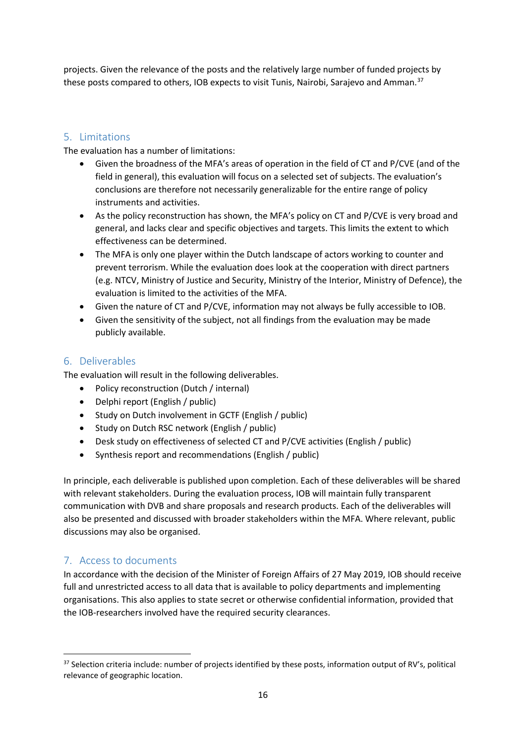projects. Given the relevance of the posts and the relatively large number of funded projects by these posts compared to others, IOB expects to visit Tunis, Nairobi, Sarajevo and Amman.[37]

## 5. Limitations

The evaluation has a number of limitations:

- Given the broadness of the MFA's areas of operation in the field of CT and P/CVE (and of the field in general), this evaluation will focus on a selected set of subjects. The evaluation's conclusions are therefore not necessarily generalizable for the entire range of policy instruments and activities.
- As the policy reconstruction has shown, the MFA's policy on CT and P/CVE is very broad and general, and lacks clear and specific objectives and targets. This limits the extent to which effectiveness can be determined.
- The MFA is only one player within the Dutch landscape of actors working to counter and prevent terrorism. While the evaluation does look at the cooperation with direct partners (e.g. NTCV, Ministry of Justice and Security, Ministry of the Interior, Ministry of Defence), the evaluation is limited to the activities of the MFA.
- Given the nature of CT and P/CVE, information may not always be fully accessible to IOB.
- Given the sensitivity of the subject, not all findings from the evaluation may be made publicly available.

## 6. Deliverables

The evaluation will result in the following deliverables.

- Policy reconstruction (Dutch / internal)
- Delphi report (English / public)
- Study on Dutch involvement in GCTF (English / public)
- Study on Dutch RSC network (English / public)
- Desk study on effectiveness of selected CT and P/CVE activities (English / public)
- Synthesis report and recommendations (English / public)

In principle, each deliverable is published upon completion. Each of these deliverables will be shared with relevant stakeholders. During the evaluation process, IOB will maintain fully transparent communication with DVB and share proposals and research products. Each of the deliverables will also be presented and discussed with broader stakeholders within the MFA. Where relevant, public discussions may also be organised.

## 7. Access to documents

In accordance with the decision of the Minister of Foreign Affairs of 27 May 2019, IOB should receive full and unrestricted access to all data that is available to policy departments and implementing organisations. This also applies to state secret or otherwise confidential information, provided that the IOB-researchers involved have the required security clearances.

---

[37] Selection criteria include: number of projects identified by these posts, information output of RV's, political relevance of geographic location.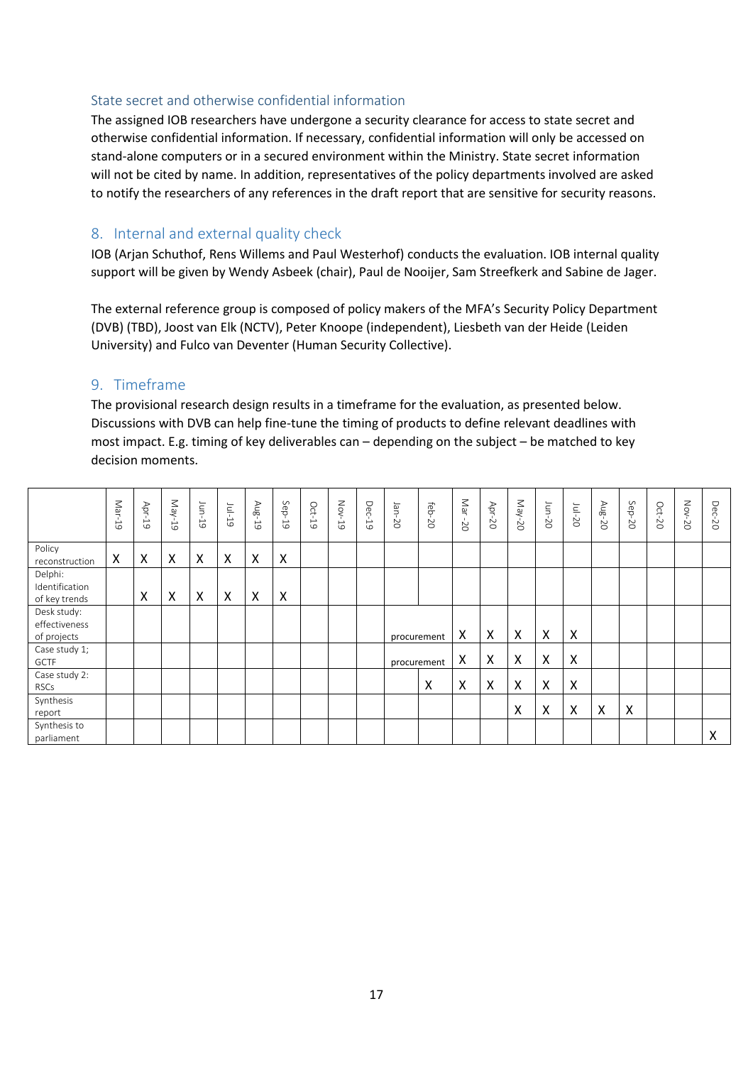### State secret and otherwise confidential information

The assigned IOB researchers have undergone a security clearance for access to state secret and otherwise confidential information. If necessary, confidential information will only be accessed on stand-alone computers or in a secured environment within the Ministry. State secret information will not be cited by name. In addition, representatives of the policy departments involved are asked to notify the researchers of any references in the draft report that are sensitive for security reasons.

## 8. Internal and external quality check

IOB (Arjan Schuthof, Rens Willems and Paul Westerhof) conducts the evaluation. IOB internal quality support will be given by Wendy Asbeek (chair), Paul de Nooijer, Sam Streefkerk and Sabine de Jager.

The external reference group is composed of policy makers of the MFA's Security Policy Department (DVB) (TBD), Joost van Elk (NCTV), Peter Knoope (independent), Liesbeth van der Heide (Leiden University) and Fulco van Deventer (Human Security Collective).

## 9. Timeframe

The provisional research design results in a timeframe for the evaluation, as presented below. Discussions with DVB can help fine-tune the timing of products to define relevant deadlines with most impact. E.g. timing of key deliverables can – depending on the subject – be matched to key decision moments.

| | Mar-19 | Apr-19 | May-19 | Jun-19 | Jul-19 | Aug-19 | Sep-19 | Oct-19 | Nov-19 | Dec-19 | Jan-20 | feb-20 | Mar -20 | Apr-20 | May-20 | Jun-20 | Jul-20 | Aug-20 | Sep-20 | Oct-20 | Nov-20 | Dec-20 |
|---|---|---|---|---|---|---|---|---|---|---|---|---|---|---|---|---|---|---|---|---|---|---|
| Policy reconstruction | X | X | X | X | X | X | X | | | | | | | | | | | | | | | |
| Delphi: Identification of key trends | | X | X | X | X | X | X | | | | | | | | | | | | | | | |
| Desk study: effectiveness of projects | | | | | | | | | | | procurement | | X | X | X | X | X | | | | | |
| Case study 1; GCTF | | | | | | | | | | | procurement | | X | X | X | X | X | | | | | |
| Case study 2: RSCs | | | | | | | | | | | | X | X | X | X | X | X | | | | | |
| Synthesis report | | | | | | | | | | | | | | | X | X | X | X | X | | | |
| Synthesis to parliament | | | | | | | | | | | | | | | | | | | | | | X |